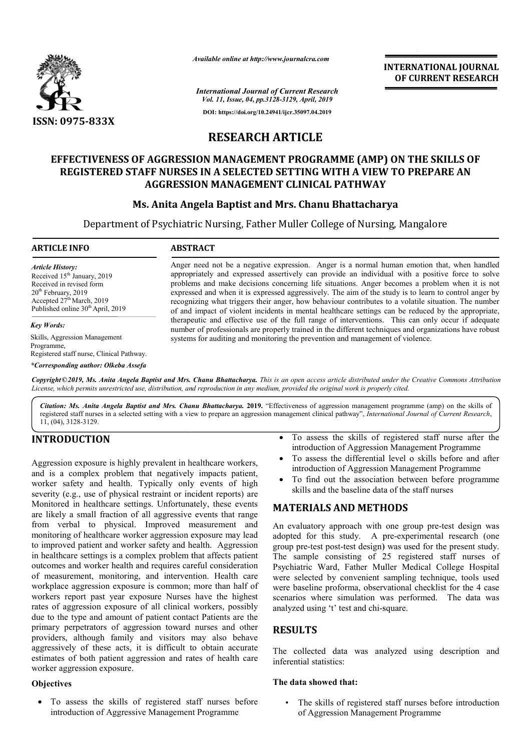ISSN: 0975-833X

*Available online at http://www.journalcra.com*

*International Journal of Current Research*
*Vol. 11, Issue, 04, pp.3128-3129, April, 2019*

DOI: https://doi.org/10.24941/ijcr.35097.04.2019

**INTERNATIONAL JOURNAL OF CURRENT RESEARCH**

# RESEARCH ARTICLE

# EFFECTIVENESS OF AGGRESSION MANAGEMENT PROGRAMME (AMP) ON THE SKILLS OF REGISTERED STAFF NURSES IN A SELECTED SETTING WITH A VIEW TO PREPARE AN AGGRESSION MANAGEMENT CLINICAL PATHWAY

**Ms. Anita Angela Baptist and Mrs. Chanu Bhattacharya**

Department of Psychiatric Nursing, Father Muller College of Nursing, Mangalore

## ARTICLE INFO

*Article History:*
Received 15th January, 2019
Received in revised form
20th February, 2019
Accepted 27th March, 2019
Published online 30th April, 2019

*Key Words:*
Skills, Aggression Management Programme,
Registered staff nurse, Clinical Pathway.

***Corresponding author: Olkeba Assefa**

## ABSTRACT

Anger need not be a negative expression. Anger is a normal human emotion that, when handled appropriately and expressed assertively can provide an individual with a positive force to solve problems and make decisions concerning life situations. Anger becomes a problem when it is not expressed and when it is expressed aggressively. The aim of the study is to learn to control anger by recognizing what triggers their anger, how behaviour contributes to a volatile situation. The number of and impact of violent incidents in mental healthcare settings can be reduced by the appropriate, therapeutic and effective use of the full range of interventions. This can only occur if adequate number of professionals are properly trained in the different techniques and organizations have robust systems for auditing and monitoring the prevention and management of violence.

*Copyright©2019, Ms. Anita Angela Baptist and Mrs. Chanu Bhattacharya. This is an open access article distributed under the Creative Commons Attribution License, which permits unrestricted use, distribution, and reproduction in any medium, provided the original work is properly cited.*

***Citation: Ms. Anita Angela Baptist and Mrs. Chanu Bhattacharya. 2019.** "Effectiveness of aggression management programme (amp) on the skills of registered staff nurses in a selected setting with a view to prepare an aggression management clinical pathway", International Journal of Current Research, 11, (04), 3128-3129.*

## INTRODUCTION

Aggression exposure is highly prevalent in healthcare workers, and is a complex problem that negatively impacts patient, worker safety and health. Typically only events of high severity (e.g., use of physical restraint or incident reports) are Monitored in healthcare settings. Unfortunately, these events are likely a small fraction of all aggressive events that range from verbal to physical. Improved measurement and monitoring of healthcare worker aggression exposure may lead to improved patient and worker safety and health. Aggression in healthcare settings is a complex problem that affects patient outcomes and worker health and requires careful consideration of measurement, monitoring, and intervention. Health care workplace aggression exposure is common; more than half of workers report past year exposure Nurses have the highest rates of aggression exposure of all clinical workers, possibly due to the type and amount of patient contact Patients are the primary perpetrators of aggression toward nurses and other providers, although family and visitors may also behave aggressively of these acts, it is difficult to obtain accurate estimates of both patient aggression and rates of health care worker aggression exposure.

### Objectives

- To assess the skills of registered staff nurses before introduction of Aggressive Management Programme
- To assess the skills of registered staff nurse after the introduction of Aggression Management Programme
- To assess the differential level o skills before and after introduction of Aggression Management Programme
- To find out the association between before programme skills and the baseline data of the staff nurses

## MATERIALS AND METHODS

An evaluatory approach with one group pre-test design was adopted for this study. A pre-experimental research (one group pre-test post-test design) was used for the present study. The sample consisting of 25 registered staff nurses of Psychiatric Ward, Father Muller Medical College Hospital were selected by convenient sampling technique, tools used were baseline proforma, observational checklist for the 4 case scenarios where simulation was performed. The data was analyzed using 't' test and chi-square.

## RESULTS

The collected data was analyzed using description and inferential statistics:

### The data showed that:

- The skills of registered staff nurses before introduction of Aggression Management Programme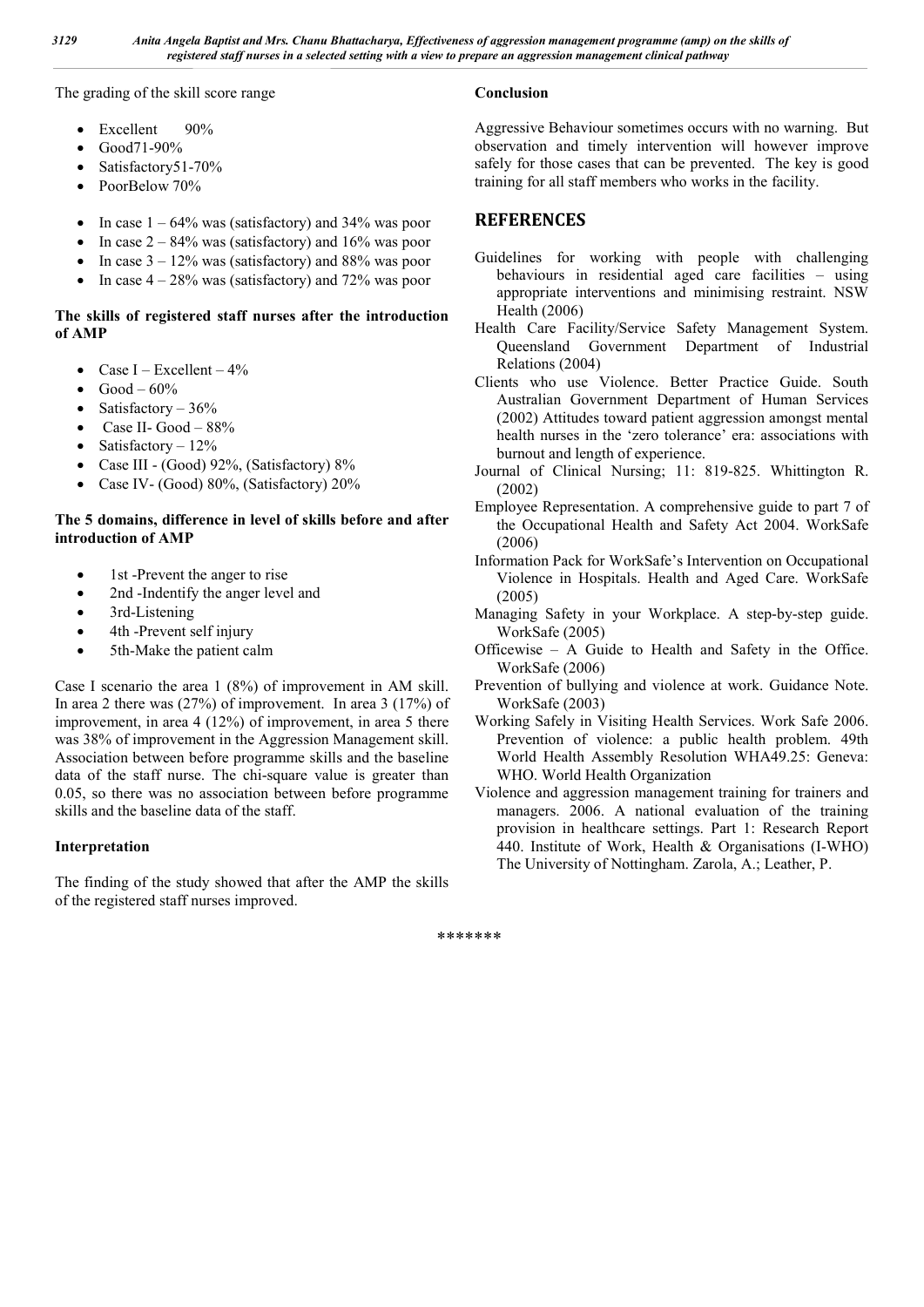The grading of the skill score range

- Excellent 90%
- Good71-90%
- Satisfactory51-70%
- PoorBelow 70%

- In case 1 – 64% was (satisfactory) and 34% was poor
- In case 2 – 84% was (satisfactory) and 16% was poor
- In case 3 – 12% was (satisfactory) and 88% was poor
- In case 4 – 28% was (satisfactory) and 72% was poor

**The skills of registered staff nurses after the introduction of AMP**

- Case I – Excellent – 4%
- Good – 60%
- Satisfactory – 36%
- Case II- Good – 88%
- Satisfactory – 12%
- Case III - (Good) 92%, (Satisfactory) 8%
- Case IV- (Good) 80%, (Satisfactory) 20%

**The 5 domains, difference in level of skills before and after introduction of AMP**

- 1st -Prevent the anger to rise
- 2nd -Indentify the anger level and
- 3rd-Listening
- 4th -Prevent self injury
- 5th-Make the patient calm

Case I scenario the area 1 (8%) of improvement in AM skill. In area 2 there was (27%) of improvement. In area 3 (17%) of improvement, in area 4 (12%) of improvement, in area 5 there was 38% of improvement in the Aggression Management skill. Association between before programme skills and the baseline data of the staff nurse. The chi-square value is greater than 0.05, so there was no association between before programme skills and the baseline data of the staff.

**Interpretation**

The finding of the study showed that after the AMP the skills of the registered staff nurses improved.

**Conclusion**

Aggressive Behaviour sometimes occurs with no warning. But observation and timely intervention will however improve safely for those cases that can be prevented. The key is good training for all staff members who works in the facility.

## REFERENCES

Guidelines for working with people with challenging behaviours in residential aged care facilities – using appropriate interventions and minimising restraint. NSW Health (2006)

Health Care Facility/Service Safety Management System. Queensland Government Department of Industrial Relations (2004)

Clients who use Violence. Better Practice Guide. South Australian Government Department of Human Services (2002) Attitudes toward patient aggression amongst mental health nurses in the 'zero tolerance' era: associations with burnout and length of experience.

Journal of Clinical Nursing; 11: 819-825. Whittington R. (2002)

Employee Representation. A comprehensive guide to part 7 of the Occupational Health and Safety Act 2004. WorkSafe (2006)

Information Pack for WorkSafe's Intervention on Occupational Violence in Hospitals. Health and Aged Care. WorkSafe (2005)

Managing Safety in your Workplace. A step-by-step guide. WorkSafe (2005)

Officewise – A Guide to Health and Safety in the Office. WorkSafe (2006)

Prevention of bullying and violence at work. Guidance Note. WorkSafe (2003)

Working Safely in Visiting Health Services. Work Safe 2006. Prevention of violence: a public health problem. 49th World Health Assembly Resolution WHA49.25: Geneva: WHO. World Health Organization

Violence and aggression management training for trainers and managers. 2006. A national evaluation of the training provision in healthcare settings. Part 1: Research Report 440. Institute of Work, Health & Organisations (I-WHO) The University of Nottingham. Zarola, A.; Leather, P.

*******